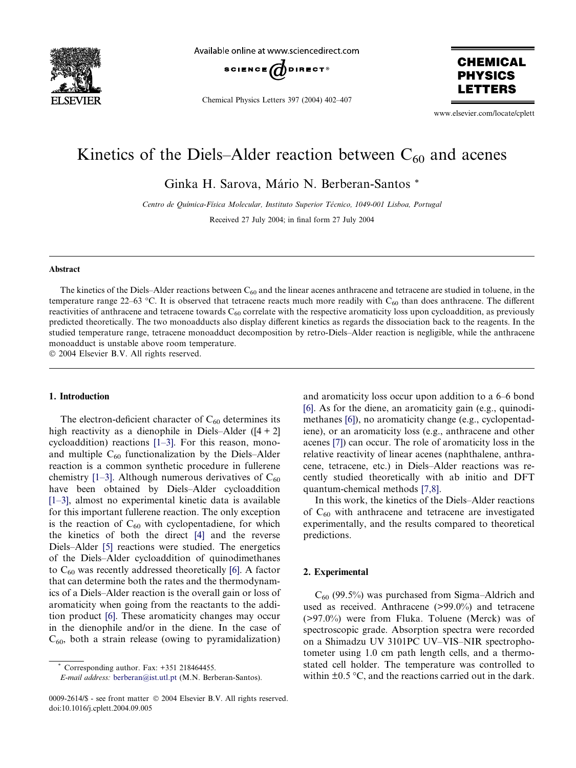# Kinetics of the Diels–Alder reaction between $C_{60}$ and acenes

Ginka H. Sarova, Mário N. Berberan-Santos *

*Centro de Química-Física Molecular, Instituto Superior Técnico, 1049-001 Lisboa, Portugal*

Received 27 July 2004; in final form 27 July 2004

### Abstract

The kinetics of the Diels–Alder reactions between $C_{60}$ and the linear acenes anthracene and tetracene are studied in toluene, in the temperature range 22–63 °C. It is observed that tetracene reacts much more readily with $C_{60}$ than does anthracene. The different reactivities of anthracene and tetracene towards $C_{60}$ correlate with the respective aromaticity loss upon cycloaddition, as previously predicted theoretically. The two monoadducts also display different kinetics as regards the dissociation back to the reagents. In the studied temperature range, tetracene monoadduct decomposition by retro-Diels–Alder reaction is negligible, while the anthracene monoadduct is unstable above room temperature.

© 2004 Elsevier B.V. All rights reserved.

## 1. Introduction

The electron-deficient character of $C_{60}$ determines its high reactivity as a dienophile in Diels–Alder ([4 + 2] cycloaddition) reactions [1–3]. For this reason, mono- and multiple $C_{60}$ functionalization by the Diels–Alder reaction is a common synthetic procedure in fullerene chemistry [1–3]. Although numerous derivatives of $C_{60}$ have been obtained by Diels–Alder cycloaddition [1–3], almost no experimental kinetic data is available for this important fullerene reaction. The only exception is the reaction of $C_{60}$ with cyclopentadiene, for which the kinetics of both the direct [4] and the reverse Diels–Alder [5] reactions were studied. The energetics of the Diels–Alder cycloaddition of quinodimethanes to $C_{60}$ was recently addressed theoretically [6]. A factor that can determine both the rates and the thermodynamics of a Diels–Alder reaction is the overall gain or loss of aromaticity when going from the reactants to the addition product [6]. These aromaticity changes may occur in the dienophile and/or in the diene. In the case of $C_{60}$, both a strain release (owing to pyramidalization) and aromaticity loss occur upon addition to a 6–6 bond [6]. As for the diene, an aromaticity gain (e.g., quinodimethanes [6]), no aromaticity change (e.g., cyclopentadiene), or an aromaticity loss (e.g., anthracene and other acenes [7]) can occur. The role of aromaticity loss in the relative reactivity of linear acenes (naphthalene, anthracene, tetracene, etc.) in Diels–Alder reactions was recently studied theoretically with ab initio and DFT quantum-chemical methods [7,8].

In this work, the kinetics of the Diels–Alder reactions of $C_{60}$ with anthracene and tetracene are investigated experimentally, and the results compared to theoretical predictions.

## 2. Experimental

$C_{60}$ (99.5%) was purchased from Sigma–Aldrich and used as received. Anthracene (>99.0%) and tetracene (>97.0%) were from Fluka. Toluene (Merck) was of spectroscopic grade. Absorption spectra were recorded on a Shimadzu UV 3101PC UV–VIS–NIR spectrophotometer using 1.0 cm path length cells, and a thermostated cell holder. The temperature was controlled to within ±0.5 °C, and the reactions carried out in the dark.

* Corresponding author. Fax: +351 218464455. *E-mail address:* berberan@ist.utl.pt (M.N. Berberan-Santos).

0009-2614/$ - see front matter © 2004 Elsevier B.V. All rights reserved.
doi:10.1016/j.cplett.2004.09.005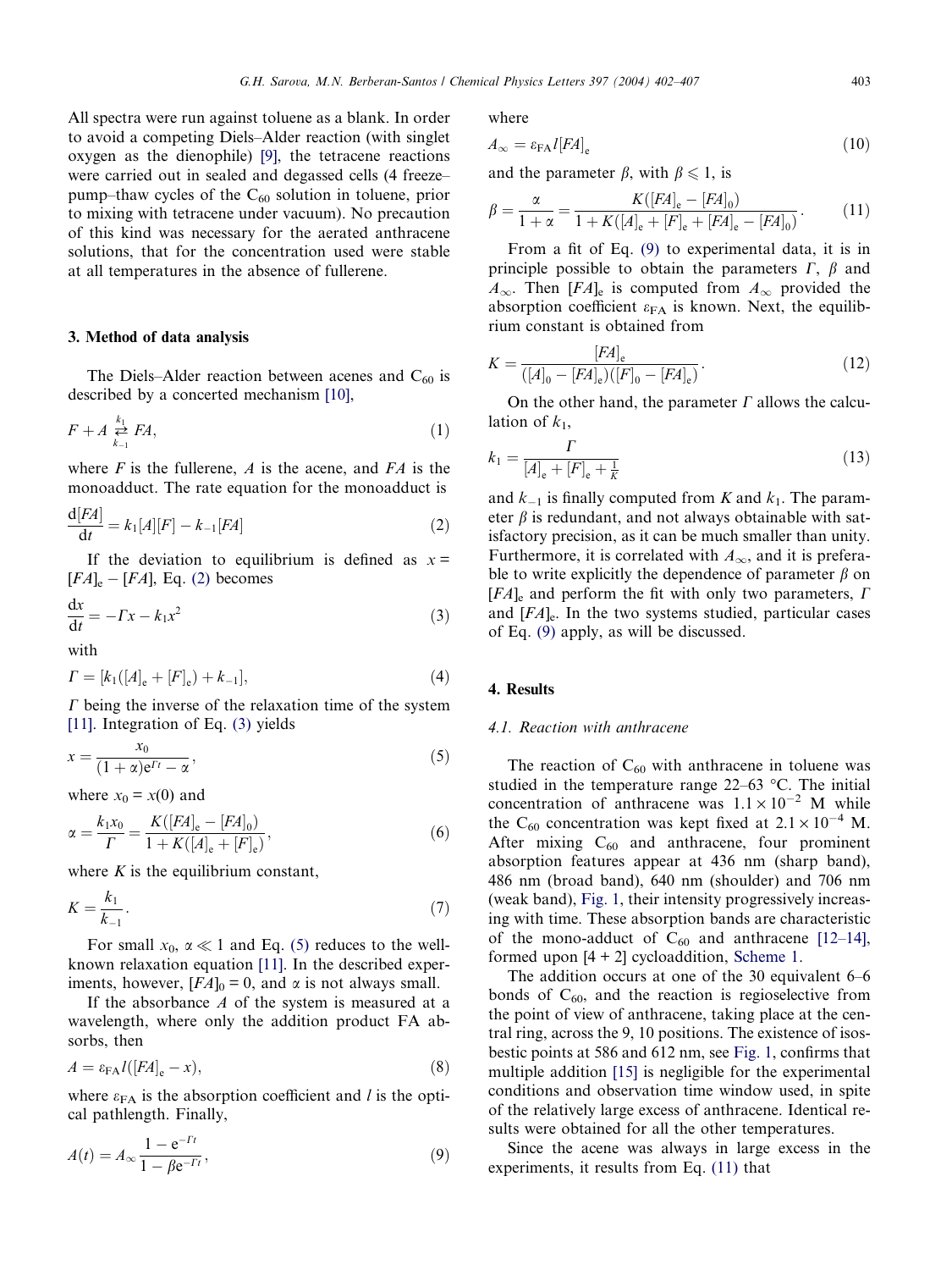All spectra were run against toluene as a blank. In order to avoid a competing Diels–Alder reaction (with singlet oxygen as the dienophile) [9], the tetracene reactions were carried out in sealed and degassed cells (4 freeze–pump–thaw cycles of the $C_{60}$ solution in toluene, prior to mixing with tetracene under vacuum). No precaution of this kind was necessary for the aerated anthracene solutions, that for the concentration used were stable at all temperatures in the absence of fullerene.

## 3. Method of data analysis

The Diels–Alder reaction between acenes and $C_{60}$ is described by a concerted mechanism [10],

$$F + A \underset{k_{-1}}{\overset{k_1}{\rightleftarrows}} FA, \tag{1}$$

where $F$ is the fullerene, $A$ is the acene, and $FA$ is the monoadduct. The rate equation for the monoadduct is

$$\frac{\mathrm{d}[FA]}{\mathrm{d}t} = k_1[A][F] - k_{-1}[FA] \tag{2}$$

If the deviation to equilibrium is defined as $x = [FA]_\mathrm{e} - [FA]$, Eq. (2) becomes

$$\frac{\mathrm{d}x}{\mathrm{d}t} = -\Gamma x - k_1 x^2 \tag{3}$$

with

$$\Gamma = [k_1([A]_\mathrm{e} + [F]_\mathrm{e}) + k_{-1}], \tag{4}$$

$\Gamma$ being the inverse of the relaxation time of the system [11]. Integration of Eq. (3) yields

$$x = \frac{x_0}{(1+\alpha)\mathrm{e}^{\Gamma t} - \alpha}, \tag{5}$$

where $x_0 = x(0)$ and

$$\alpha = \frac{k_1 x_0}{\Gamma} = \frac{K([FA]_\mathrm{e} - [FA]_0)}{1 + K([A]_\mathrm{e} + [F]_\mathrm{e})}, \tag{6}$$

where $K$ is the equilibrium constant,

$$K = \frac{k_1}{k_{-1}}. \tag{7}$$

For small $x_0$, $\alpha \ll 1$ and Eq. (5) reduces to the well-known relaxation equation [11]. In the described experiments, however, $[FA]_0 = 0$, and $\alpha$ is not always small.

If the absorbance $A$ of the system is measured at a wavelength, where only the addition product FA absorbs, then

$$A = \varepsilon_\mathrm{FA} l([FA]_\mathrm{e} - x), \tag{8}$$

where $\varepsilon_\mathrm{FA}$ is the absorption coefficient and $l$ is the optical pathlength. Finally,

$$A(t) = A_\infty \frac{1 - \mathrm{e}^{-\Gamma t}}{1 - \beta \mathrm{e}^{-\Gamma t}}, \tag{9}$$

where

$$A_\infty = \varepsilon_\mathrm{FA} l [FA]_\mathrm{e} \tag{10}$$

and the parameter $\beta$, with $\beta \leqslant 1$, is

$$\beta = \frac{\alpha}{1+\alpha} = \frac{K([FA]_\mathrm{e} - [FA]_0)}{1 + K([A]_\mathrm{e} + [F]_\mathrm{e} + [FA]_\mathrm{e} - [FA]_0)}. \tag{11}$$

From a fit of Eq. (9) to experimental data, it is in principle possible to obtain the parameters $\Gamma$, $\beta$ and $A_\infty$. Then $[FA]_\mathrm{e}$ is computed from $A_\infty$ provided the absorption coefficient $\varepsilon_\mathrm{FA}$ is known. Next, the equilibrium constant is obtained from

$$K = \frac{[FA]_\mathrm{e}}{([A]_0 - [FA]_\mathrm{e})([F]_0 - [FA]_\mathrm{e})}. \tag{12}$$

On the other hand, the parameter $\Gamma$ allows the calculation of $k_1$,

$$k_1 = \frac{\Gamma}{[A]_\mathrm{e} + [F]_\mathrm{e} + \frac{1}{K}} \tag{13}$$

and $k_{-1}$ is finally computed from $K$ and $k_1$. The parameter $\beta$ is redundant, and not always obtainable with satisfactory precision, as it can be much smaller than unity. Furthermore, it is correlated with $A_\infty$, and it is preferable to write explicitly the dependence of parameter $\beta$ on $[FA]_\mathrm{e}$ and perform the fit with only two parameters, $\Gamma$ and $[FA]_\mathrm{e}$. In the two systems studied, particular cases of Eq. (9) apply, as will be discussed.

## 4. Results

### 4.1. Reaction with anthracene

The reaction of $C_{60}$ with anthracene in toluene was studied in the temperature range 22–63 °C. The initial concentration of anthracene was $1.1 \times 10^{-2}$ M while the $C_{60}$ concentration was kept fixed at $2.1 \times 10^{-4}$ M. After mixing $C_{60}$ and anthracene, four prominent absorption features appear at 436 nm (sharp band), 486 nm (broad band), 640 nm (shoulder) and 706 nm (weak band), Fig. 1, their intensity progressively increasing with time. These absorption bands are characteristic of the mono-adduct of $C_{60}$ and anthracene [12–14], formed upon [4 + 2] cycloaddition, Scheme 1.

The addition occurs at one of the 30 equivalent 6–6 bonds of $C_{60}$, and the reaction is regioselective from the point of view of anthracene, taking place at the central ring, across the 9, 10 positions. The existence of isosbestic points at 586 and 612 nm, see Fig. 1, confirms that multiple addition [15] is negligible for the experimental conditions and observation time window used, in spite of the relatively large excess of anthracene. Identical results were obtained for all the other temperatures.

Since the acene was always in large excess in the experiments, it results from Eq. (11) that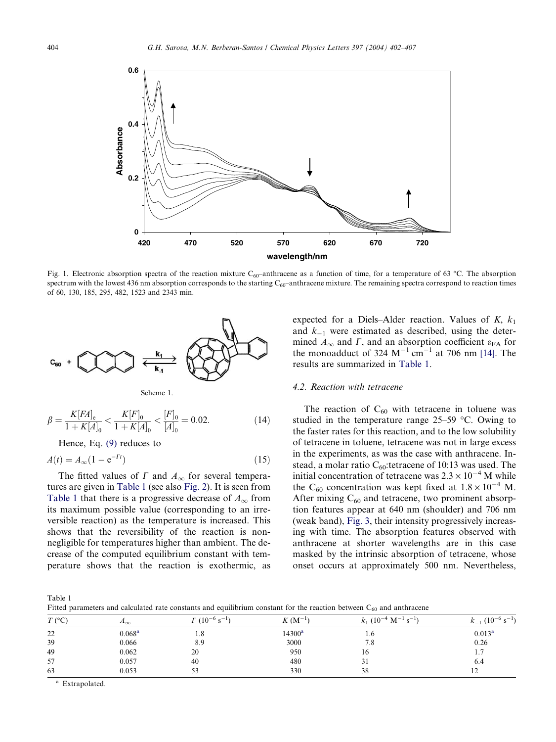Fig. 1. Electronic absorption spectra of the reaction mixture $C_{60}$–anthracene as a function of time, for a temperature of 63 °C. The absorption spectrum with the lowest 436 nm absorption corresponds to the starting $C_{60}$–anthracene mixture. The remaining spectra correspond to reaction times of 60, 130, 185, 295, 482, 1523 and 2343 min.

Scheme 1.

$$\beta = \frac{K[FA]_e}{1 + K[A]_0} < \frac{K[F]_0}{1 + K[A]_0} < \frac{[F]_0}{[A]_0} = 0.02. \tag{14}$$

Hence, Eq. (9) reduces to

$$A(t) = A_\infty (1 - e^{-\Gamma t}) \tag{15}$$

The fitted values of $\Gamma$ and $A_\infty$ for several temperatures are given in Table 1 (see also Fig. 2). It is seen from Table 1 that there is a progressive decrease of $A_\infty$ from its maximum possible value (corresponding to an irreversible reaction) as the temperature is increased. This shows that the reversibility of the reaction is non-negligible for temperatures higher than ambient. The decrease of the computed equilibrium constant with temperature shows that the reaction is exothermic, as expected for a Diels–Alder reaction. Values of $K$, $k_1$ and $k_{-1}$ were estimated as described, using the determined $A_\infty$ and $\Gamma$, and an absorption coefficient $\varepsilon_{FA}$ for the monoadduct of 324 $M^{-1}$ $cm^{-1}$ at 706 nm [14]. The results are summarized in Table 1.

### 4.2. Reaction with tetracene

The reaction of $C_{60}$ with tetracene in toluene was studied in the temperature range 25–59 °C. Owing to the faster rates for this reaction, and to the low solubility of tetracene in toluene, tetracene was not in large excess in the experiments, as was the case with anthracene. Instead, a molar ratio $C_{60}$:tetracene of 10:13 was used. The initial concentration of tetracene was $2.3 \times 10^{-4}$ M while the $C_{60}$ concentration was kept fixed at $1.8 \times 10^{-4}$ M. After mixing $C_{60}$ and tetracene, two prominent absorption features appear at 640 nm (shoulder) and 706 nm (weak band), Fig. 3, their intensity progressively increasing with time. The absorption features observed with anthracene at shorter wavelengths are in this case masked by the intrinsic absorption of tetracene, whose onset occurs at approximately 500 nm. Nevertheless,

Table 1
Fitted parameters and calculated rate constants and equilibrium constant for the reaction between $C_{60}$ and anthracene

| $T$ (°C) | $A_\infty$ | $\Gamma$ ($10^{-6}$ $s^{-1}$) | $K$ ($M^{-1}$) | $k_1$ ($10^{-4}$ $M^{-1}$ $s^{-1}$) | $k_{-1}$ ($10^{-6}$ $s^{-1}$) |
|---|---|---|---|---|---|
| 22 | 0.068[a] | 1.8 | 14300[a] | 1.6 | 0.013[a] |
| 39 | 0.066 | 8.9 | 3000 | 7.8 | 0.26 |
| 49 | 0.062 | 20 | 950 | 16 | 1.7 |
| 57 | 0.057 | 40 | 480 | 31 | 6.4 |
| 63 | 0.053 | 53 | 330 | 38 | 12 |

[a] Extrapolated.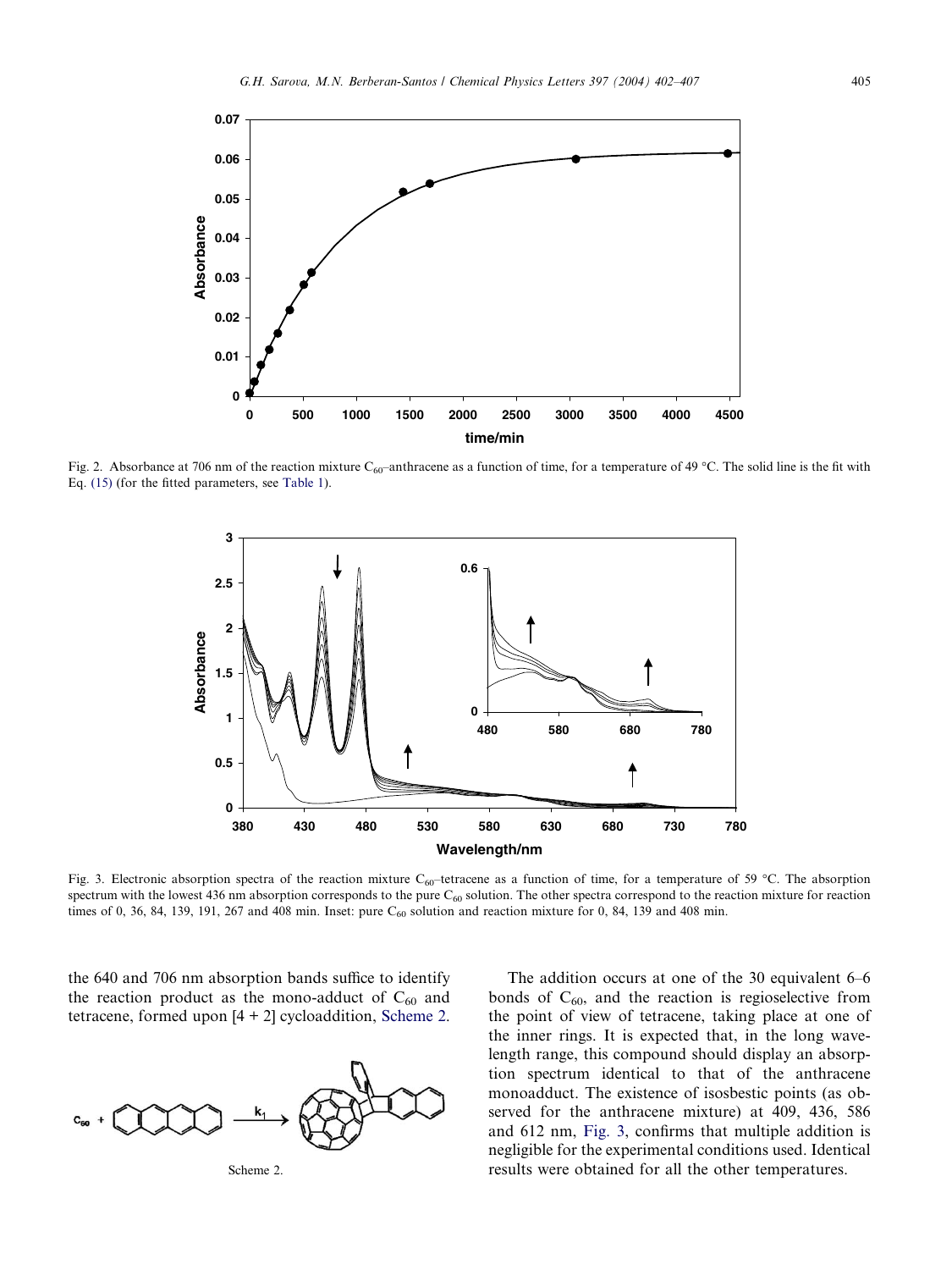Fig. 2. Absorbance at 706 nm of the reaction mixture $C_{60}$–anthracene as a function of time, for a temperature of 49 °C. The solid line is the fit with Eq. (15) (for the fitted parameters, see Table 1).

Fig. 3. Electronic absorption spectra of the reaction mixture $C_{60}$–tetracene as a function of time, for a temperature of 59 °C. The absorption spectrum with the lowest 436 nm absorption corresponds to the pure $C_{60}$ solution. The other spectra correspond to the reaction mixture for reaction times of 0, 36, 84, 139, 191, 267 and 408 min. Inset: pure $C_{60}$ solution and reaction mixture for 0, 84, 139 and 408 min.

the 640 and 706 nm absorption bands suffice to identify the reaction product as the mono-adduct of $C_{60}$ and tetracene, formed upon [4 + 2] cycloaddition, Scheme 2.

Scheme 2.

The addition occurs at one of the 30 equivalent 6–6 bonds of $C_{60}$, and the reaction is regioselective from the point of view of tetracene, taking place at one of the inner rings. It is expected that, in the long wavelength range, this compound should display an absorption spectrum identical to that of the anthracene monoadduct. The existence of isosbestic points (as observed for the anthracene mixture) at 409, 436, 586 and 612 nm, Fig. 3, confirms that multiple addition is negligible for the experimental conditions used. Identical results were obtained for all the other temperatures.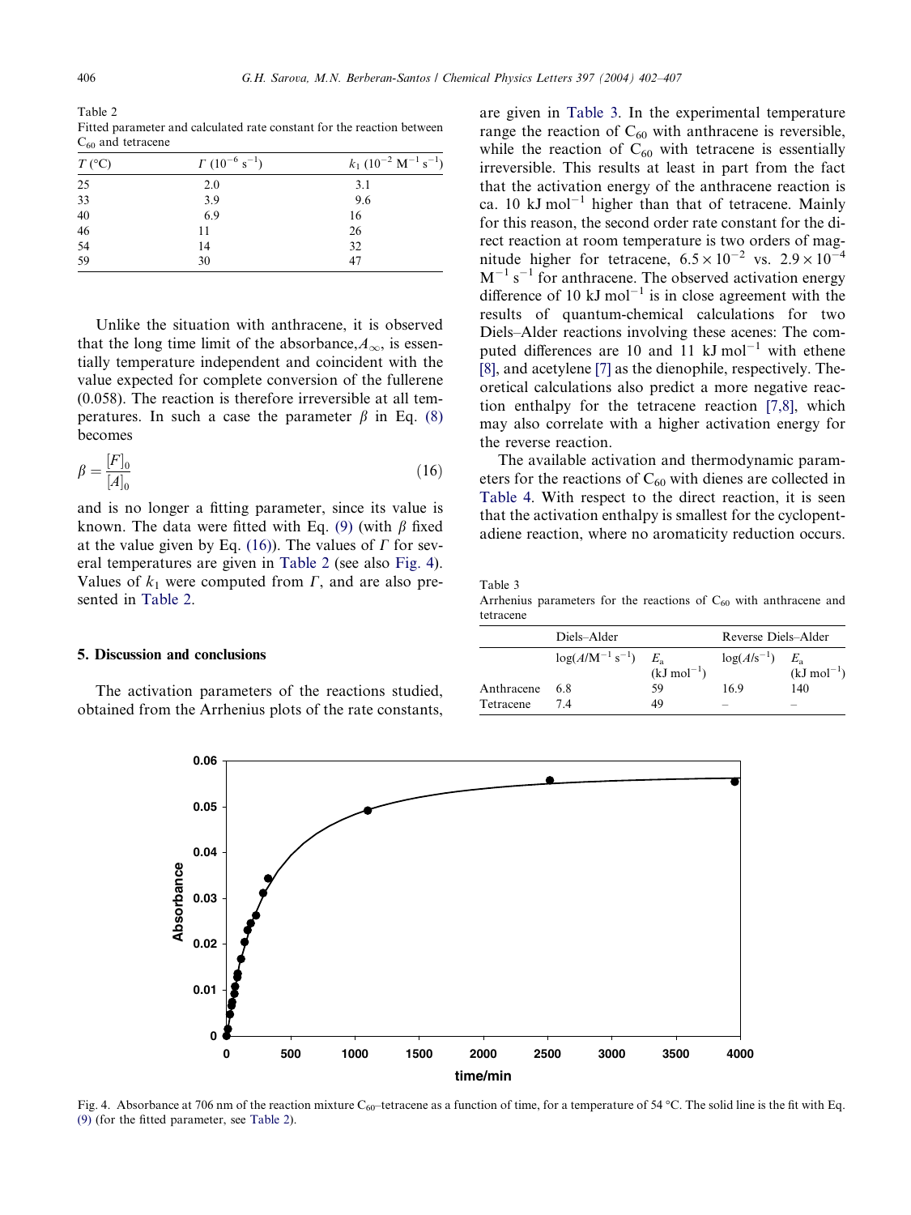Table 2
Fitted parameter and calculated rate constant for the reaction between $C_{60}$ and tetracene

| $T$ (°C) | $\Gamma$ ($10^{-6}$ s$^{-1}$) | $k_1$ ($10^{-2}$ M$^{-1}$ s$^{-1}$) |
|---|---|---|
| 25 | 2.0 | 3.1 |
| 33 | 3.9 | 9.6 |
| 40 | 6.9 | 16 |
| 46 | 11 | 26 |
| 54 | 14 | 32 |
| 59 | 30 | 47 |

Unlike the situation with anthracene, it is observed that the long time limit of the absorbance, $A_{\infty}$, is essentially temperature independent and coincident with the value expected for complete conversion of the fullerene (0.058). The reaction is therefore irreversible at all temperatures. In such a case the parameter $\beta$ in Eq. (8) becomes

$$\beta = \frac{[F]_0}{[A]_0} \tag{16}$$

and is no longer a fitting parameter, since its value is known. The data were fitted with Eq. (9) (with $\beta$ fixed at the value given by Eq. (16)). The values of $\Gamma$ for several temperatures are given in Table 2 (see also Fig. 4). Values of $k_1$ were computed from $\Gamma$, and are also presented in Table 2.

## 5. Discussion and conclusions

The activation parameters of the reactions studied, obtained from the Arrhenius plots of the rate constants, are given in Table 3. In the experimental temperature range the reaction of $C_{60}$ with anthracene is reversible, while the reaction of $C_{60}$ with tetracene is essentially irreversible. This results at least in part from the fact that the activation energy of the anthracene reaction is ca. 10 kJ mol$^{-1}$ higher than that of tetracene. Mainly for this reason, the second order rate constant for the direct reaction at room temperature is two orders of magnitude higher for tetracene, $6.5 \times 10^{-2}$ vs. $2.9 \times 10^{-4}$ M$^{-1}$ s$^{-1}$ for anthracene. The observed activation energy difference of 10 kJ mol$^{-1}$ is in close agreement with the results of quantum-chemical calculations for two Diels–Alder reactions involving these acenes: The computed differences are 10 and 11 kJ mol$^{-1}$ with ethene [8], and acetylene [7] as the dienophile, respectively. Theoretical calculations also predict a more negative reaction enthalpy for the tetracene reaction [7,8], which may also correlate with a higher activation energy for the reverse reaction.

The available activation and thermodynamic parameters for the reactions of $C_{60}$ with dienes are collected in Table 4. With respect to the direct reaction, it is seen that the activation enthalpy is smallest for the cyclopentadiene reaction, where no aromaticity reduction occurs.

Table 3
Arrhenius parameters for the reactions of $C_{60}$ with anthracene and tetracene

| | Diels–Alder | | Reverse Diels–Alder | |
|---|---|---|---|---|
| | log($A$/M$^{-1}$ s$^{-1}$) | $E_a$ (kJ mol$^{-1}$) | log($A$/s$^{-1}$) | $E_a$ (kJ mol$^{-1}$) |
| Anthracene | 6.8 | 59 | 16.9 | 140 |
| Tetracene | 7.4 | 49 | – | – |

Fig. 4. Absorbance at 706 nm of the reaction mixture $C_{60}$–tetracene as a function of time, for a temperature of 54 °C. The solid line is the fit with Eq. (9) (for the fitted parameter, see Table 2).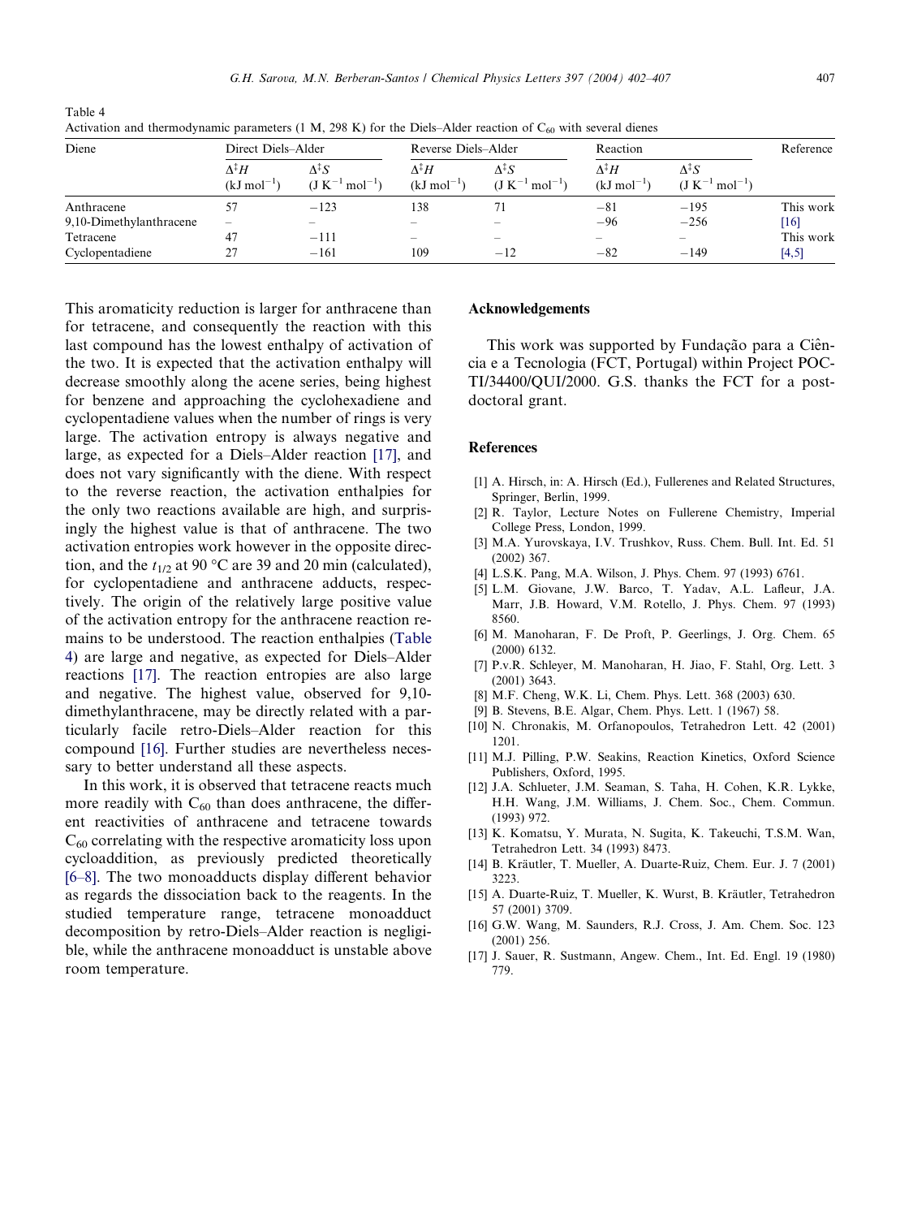Table 4
Activation and thermodynamic parameters (1 M, 298 K) for the Diels–Alder reaction of $C_{60}$ with several dienes

| Diene | Direct Diels–Alder | | Reverse Diels–Alder | | Reaction | | Reference |
|---|---|---|---|---|---|---|---|
| | $\Delta^{\ddagger}H$ (kJ mol$^{-1}$) | $\Delta^{\ddagger}S$ (J K$^{-1}$ mol$^{-1}$) | $\Delta^{\ddagger}H$ (kJ mol$^{-1}$) | $\Delta^{\ddagger}S$ (J K$^{-1}$ mol$^{-1}$) | $\Delta^{\ddagger}H$ (kJ mol$^{-1}$) | $\Delta^{\ddagger}S$ (J K$^{-1}$ mol$^{-1}$) | |
| Anthracene | 57 | −123 | 138 | 71 | −81 | −195 | This work |
| 9,10-Dimethylanthracene | – | – | – | – | −96 | −256 | [16] |
| Tetracene | 47 | −111 | – | – | – | – | This work |
| Cyclopentadiene | 27 | −161 | 109 | −12 | −82 | −149 | [4,5] |

This aromaticity reduction is larger for anthracene than for tetracene, and consequently the reaction with this last compound has the lowest enthalpy of activation of the two. It is expected that the activation enthalpy will decrease smoothly along the acene series, being highest for benzene and approaching the cyclohexadiene and cyclopentadiene values when the number of rings is very large. The activation entropy is always negative and large, as expected for a Diels–Alder reaction [17], and does not vary significantly with the diene. With respect to the reverse reaction, the activation enthalpies for the only two reactions available are high, and surprisingly the highest value is that of anthracene. The two activation entropies work however in the opposite direction, and the $t_{1/2}$ at 90 °C are 39 and 20 min (calculated), for cyclopentadiene and anthracene adducts, respectively. The origin of the relatively large positive value of the activation entropy for the anthracene reaction remains to be understood. The reaction enthalpies (Table 4) are large and negative, as expected for Diels–Alder reactions [17]. The reaction entropies are also large and negative. The highest value, observed for 9,10-dimethylanthracene, may be directly related with a particularly facile retro-Diels–Alder reaction for this compound [16]. Further studies are nevertheless necessary to better understand all these aspects.

In this work, it is observed that tetracene reacts much more readily with $C_{60}$ than does anthracene, the different reactivities of anthracene and tetracene towards $C_{60}$ correlating with the respective aromaticity loss upon cycloaddition, as previously predicted theoretically [6–8]. The two monoadducts display different behavior as regards the dissociation back to the reagents. In the studied temperature range, tetracene monoadduct decomposition by retro-Diels–Alder reaction is negligible, while the anthracene monoadduct is unstable above room temperature.

## Acknowledgements

This work was supported by Fundação para a Ciência e a Tecnologia (FCT, Portugal) within Project POCTI/34400/QUI/2000. G.S. thanks the FCT for a postdoctoral grant.

## References

[1] A. Hirsch, in: A. Hirsch (Ed.), Fullerenes and Related Structures, Springer, Berlin, 1999.
[2] R. Taylor, Lecture Notes on Fullerene Chemistry, Imperial College Press, London, 1999.
[3] M.A. Yurovskaya, I.V. Trushkov, Russ. Chem. Bull. Int. Ed. 51 (2002) 367.
[4] L.S.K. Pang, M.A. Wilson, J. Phys. Chem. 97 (1993) 6761.
[5] L.M. Giovane, J.W. Barco, T. Yadav, A.L. Lafleur, J.A. Marr, J.B. Howard, V.M. Rotello, J. Phys. Chem. 97 (1993) 8560.
[6] M. Manoharan, F. De Proft, P. Geerlings, J. Org. Chem. 65 (2000) 6132.
[7] P.v.R. Schleyer, M. Manoharan, H. Jiao, F. Stahl, Org. Lett. 3 (2001) 3643.
[8] M.F. Cheng, W.K. Li, Chem. Phys. Lett. 368 (2003) 630.
[9] B. Stevens, B.E. Algar, Chem. Phys. Lett. 1 (1967) 58.
[10] N. Chronakis, M. Orfanopoulos, Tetrahedron Lett. 42 (2001) 1201.
[11] M.J. Pilling, P.W. Seakins, Reaction Kinetics, Oxford Science Publishers, Oxford, 1995.
[12] J.A. Schlueter, J.M. Seaman, S. Taha, H. Cohen, K.R. Lykke, H.H. Wang, J.M. Williams, J. Chem. Soc., Chem. Commun. (1993) 972.
[13] K. Komatsu, Y. Murata, N. Sugita, K. Takeuchi, T.S.M. Wan, Tetrahedron Lett. 34 (1993) 8473.
[14] B. Kräutler, T. Mueller, A. Duarte-Ruiz, Chem. Eur. J. 7 (2001) 3223.
[15] A. Duarte-Ruiz, T. Mueller, K. Wurst, B. Kräutler, Tetrahedron 57 (2001) 3709.
[16] G.W. Wang, M. Saunders, R.J. Cross, J. Am. Chem. Soc. 123 (2001) 256.
[17] J. Sauer, R. Sustmann, Angew. Chem., Int. Ed. Engl. 19 (1980) 779.